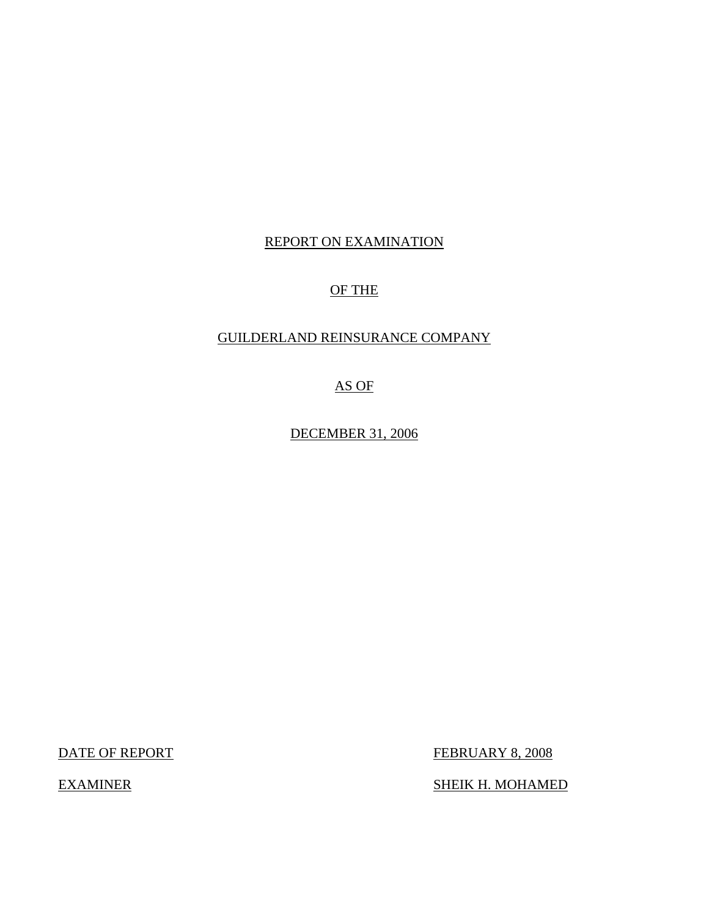# REPORT ON EXAMINATION

# OF THE

# GUILDERLAND REINSURANCE COMPANY

# AS OF

# DECEMBER 31, 2006

| DATE OF REPORT | FEBRUARY 8, 2008 |
|---|---|
| EXAMINER | SHEIK H. MOHAMED |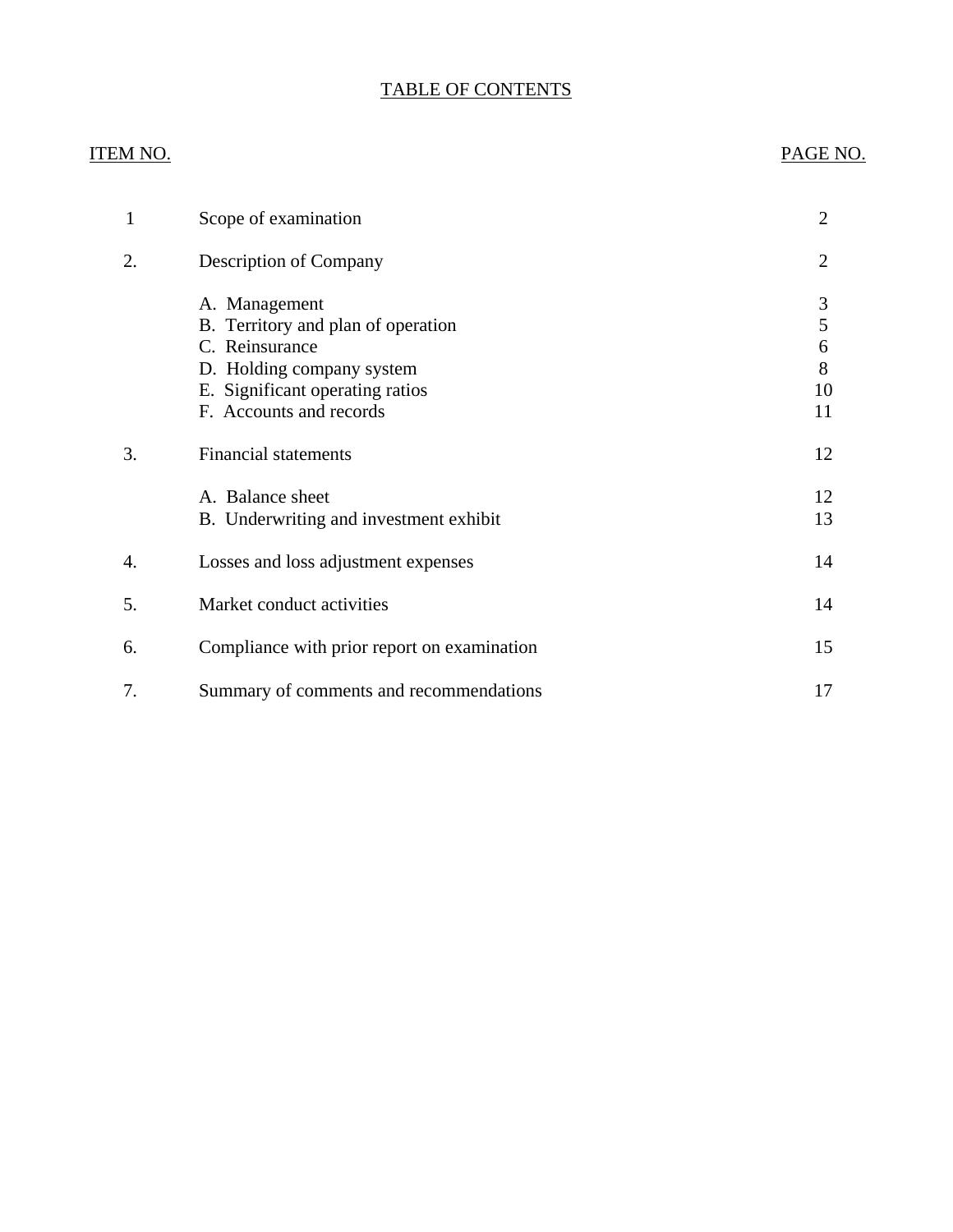# TABLE OF CONTENTS

| ITEM NO. | | PAGE NO. |
|---|---|---|
| 1 | Scope of examination | 2 |
| 2. | Description of Company | 2 |
| | A. Management | 3 |
| | B. Territory and plan of operation | 5 |
| | C. Reinsurance | 6 |
| | D. Holding company system | 8 |
| | E. Significant operating ratios | 10 |
| | F. Accounts and records | 11 |
| 3. | Financial statements | 12 |
| | A. Balance sheet | 12 |
| | B. Underwriting and investment exhibit | 13 |
| 4. | Losses and loss adjustment expenses | 14 |
| 5. | Market conduct activities | 14 |
| 6. | Compliance with prior report on examination | 15 |
| 7. | Summary of comments and recommendations | 17 |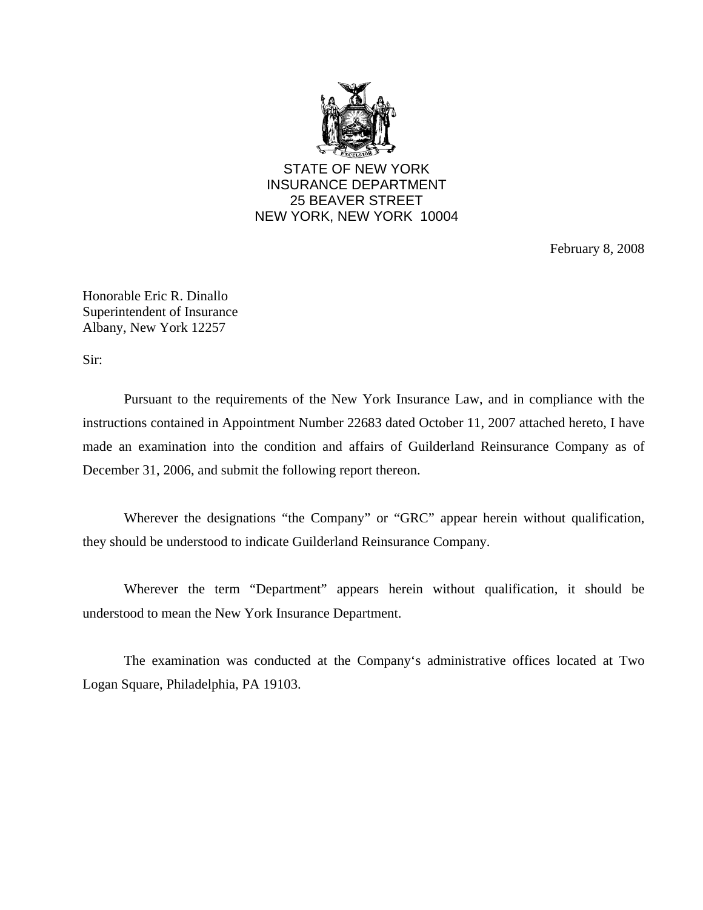STATE OF NEW YORK
INSURANCE DEPARTMENT
25 BEAVER STREET
NEW YORK, NEW YORK 10004

February 8, 2008

Honorable Eric R. Dinallo
Superintendent of Insurance
Albany, New York 12257

Sir:

Pursuant to the requirements of the New York Insurance Law, and in compliance with the instructions contained in Appointment Number 22683 dated October 11, 2007 attached hereto, I have made an examination into the condition and affairs of Guilderland Reinsurance Company as of December 31, 2006, and submit the following report thereon.

Wherever the designations "the Company" or "GRC" appear herein without qualification, they should be understood to indicate Guilderland Reinsurance Company.

Wherever the term "Department" appears herein without qualification, it should be understood to mean the New York Insurance Department.

The examination was conducted at the Company's administrative offices located at Two Logan Square, Philadelphia, PA 19103.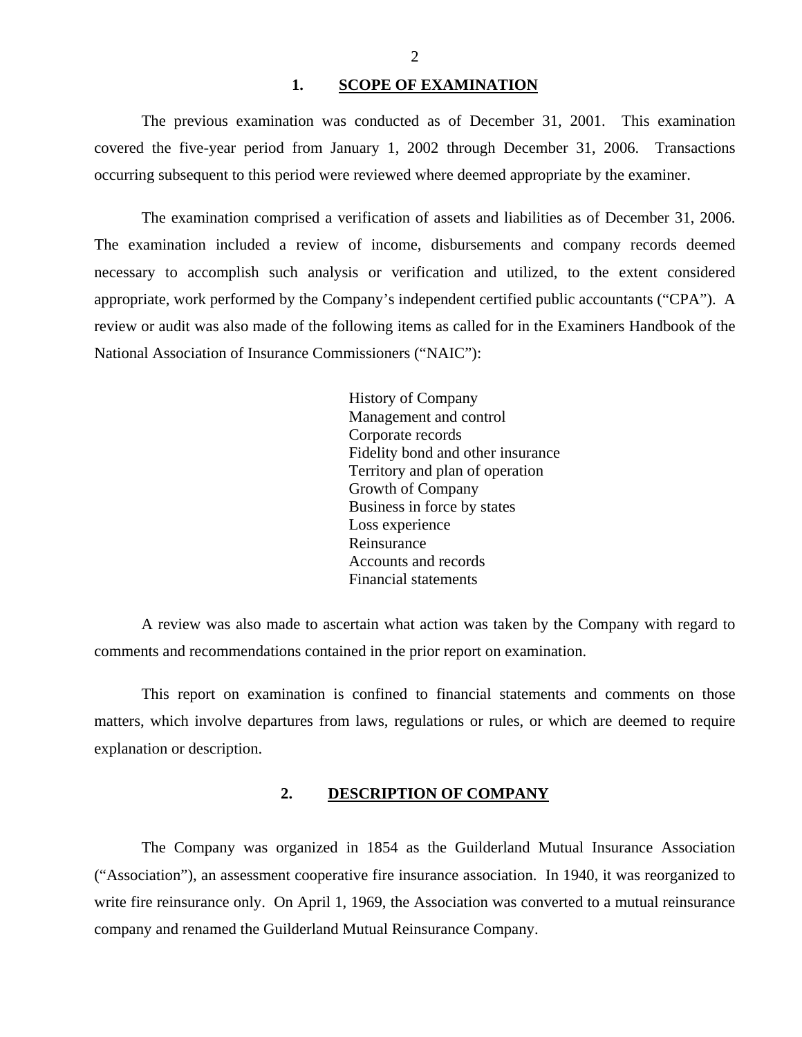## 1. SCOPE OF EXAMINATION

The previous examination was conducted as of December 31, 2001. This examination covered the five-year period from January 1, 2002 through December 31, 2006. Transactions occurring subsequent to this period were reviewed where deemed appropriate by the examiner.

The examination comprised a verification of assets and liabilities as of December 31, 2006. The examination included a review of income, disbursements and company records deemed necessary to accomplish such analysis or verification and utilized, to the extent considered appropriate, work performed by the Company's independent certified public accountants ("CPA"). A review or audit was also made of the following items as called for in the Examiners Handbook of the National Association of Insurance Commissioners ("NAIC"):

- History of Company
- Management and control
- Corporate records
- Fidelity bond and other insurance
- Territory and plan of operation
- Growth of Company
- Business in force by states
- Loss experience
- Reinsurance
- Accounts and records
- Financial statements

A review was also made to ascertain what action was taken by the Company with regard to comments and recommendations contained in the prior report on examination.

This report on examination is confined to financial statements and comments on those matters, which involve departures from laws, regulations or rules, or which are deemed to require explanation or description.

## 2. DESCRIPTION OF COMPANY

The Company was organized in 1854 as the Guilderland Mutual Insurance Association ("Association"), an assessment cooperative fire insurance association. In 1940, it was reorganized to write fire reinsurance only. On April 1, 1969, the Association was converted to a mutual reinsurance company and renamed the Guilderland Mutual Reinsurance Company.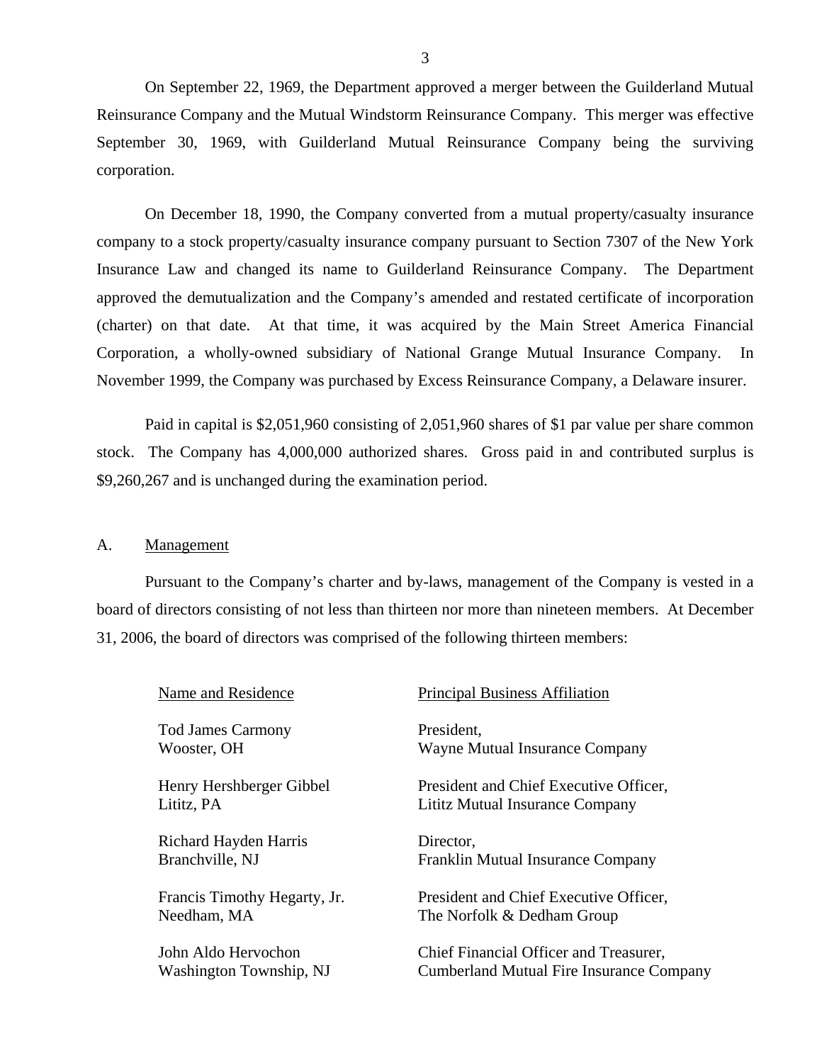On September 22, 1969, the Department approved a merger between the Guilderland Mutual Reinsurance Company and the Mutual Windstorm Reinsurance Company. This merger was effective September 30, 1969, with Guilderland Mutual Reinsurance Company being the surviving corporation.

On December 18, 1990, the Company converted from a mutual property/casualty insurance company to a stock property/casualty insurance company pursuant to Section 7307 of the New York Insurance Law and changed its name to Guilderland Reinsurance Company. The Department approved the demutualization and the Company's amended and restated certificate of incorporation (charter) on that date. At that time, it was acquired by the Main Street America Financial Corporation, a wholly-owned subsidiary of National Grange Mutual Insurance Company. In November 1999, the Company was purchased by Excess Reinsurance Company, a Delaware insurer.

Paid in capital is $2,051,960 consisting of 2,051,960 shares of $1 par value per share common stock. The Company has 4,000,000 authorized shares. Gross paid in and contributed surplus is $9,260,267 and is unchanged during the examination period.

## A. Management

Pursuant to the Company's charter and by-laws, management of the Company is vested in a board of directors consisting of not less than thirteen nor more than nineteen members. At December 31, 2006, the board of directors was comprised of the following thirteen members:

| Name and Residence | Principal Business Affiliation |
|---|---|
| Tod James Carmony<br>Wooster, OH | President,<br>Wayne Mutual Insurance Company |
| Henry Hershberger Gibbel<br>Lititz, PA | President and Chief Executive Officer,<br>Lititz Mutual Insurance Company |
| Richard Hayden Harris<br>Branchville, NJ | Director,<br>Franklin Mutual Insurance Company |
| Francis Timothy Hegarty, Jr.<br>Needham, MA | President and Chief Executive Officer,<br>The Norfolk & Dedham Group |
| John Aldo Hervochon<br>Washington Township, NJ | Chief Financial Officer and Treasurer,<br>Cumberland Mutual Fire Insurance Company |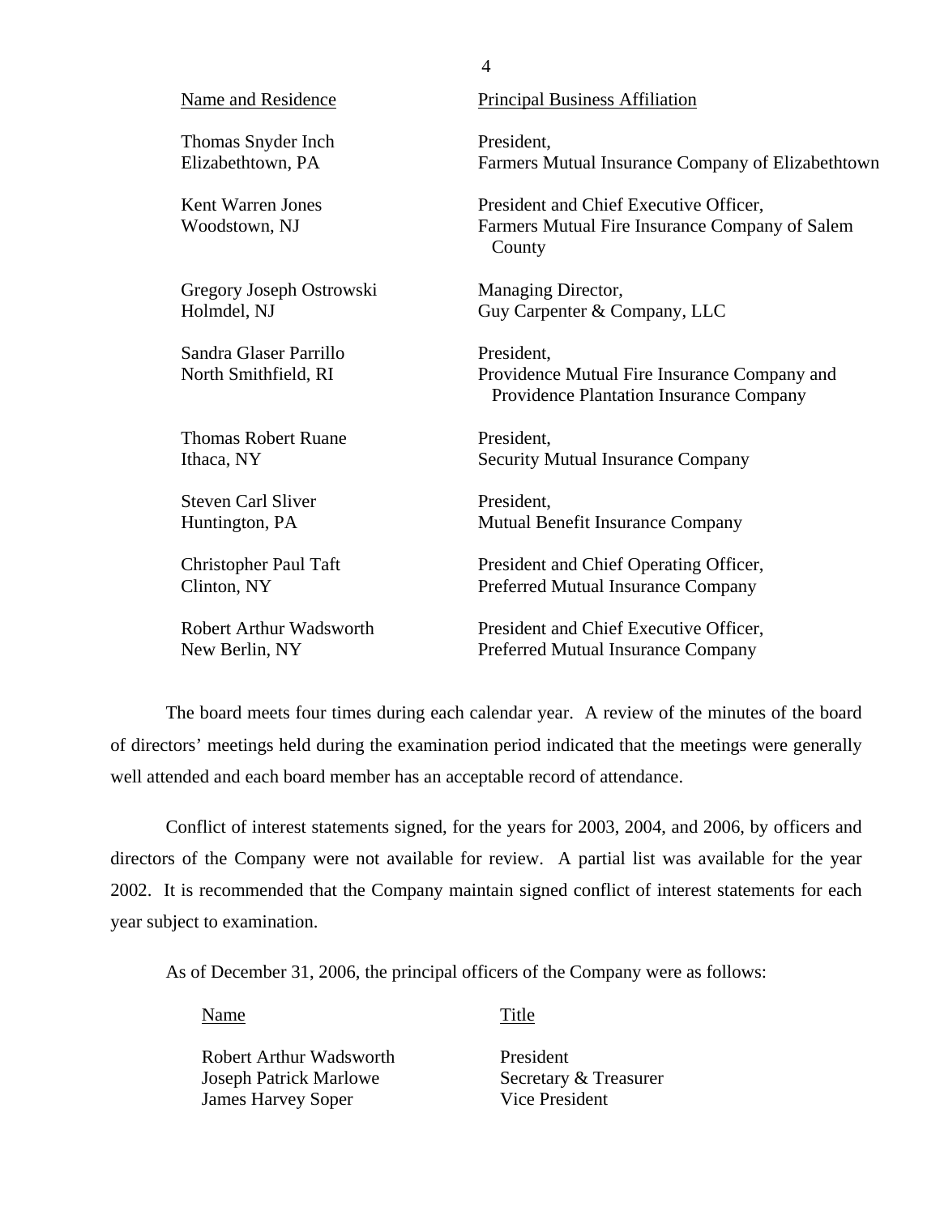| Name and Residence | Principal Business Affiliation |
|---|---|
| Thomas Snyder Inch<br>Elizabethtown, PA | President,<br>Farmers Mutual Insurance Company of Elizabethtown |
| Kent Warren Jones<br>Woodstown, NJ | President and Chief Executive Officer,<br>Farmers Mutual Fire Insurance Company of Salem County |
| Gregory Joseph Ostrowski<br>Holmdel, NJ | Managing Director,<br>Guy Carpenter & Company, LLC |
| Sandra Glaser Parrillo<br>North Smithfield, RI | President,<br>Providence Mutual Fire Insurance Company and Providence Plantation Insurance Company |
| Thomas Robert Ruane<br>Ithaca, NY | President,<br>Security Mutual Insurance Company |
| Steven Carl Sliver<br>Huntington, PA | President,<br>Mutual Benefit Insurance Company |
| Christopher Paul Taft<br>Clinton, NY | President and Chief Operating Officer,<br>Preferred Mutual Insurance Company |
| Robert Arthur Wadsworth<br>New Berlin, NY | President and Chief Executive Officer,<br>Preferred Mutual Insurance Company |

The board meets four times during each calendar year. A review of the minutes of the board of directors' meetings held during the examination period indicated that the meetings were generally well attended and each board member has an acceptable record of attendance.

Conflict of interest statements signed, for the years for 2003, 2004, and 2006, by officers and directors of the Company were not available for review. A partial list was available for the year 2002. It is recommended that the Company maintain signed conflict of interest statements for each year subject to examination.

As of December 31, 2006, the principal officers of the Company were as follows:

| Name | Title |
|---|---|
| Robert Arthur Wadsworth | President |
| Joseph Patrick Marlowe | Secretary & Treasurer |
| James Harvey Soper | Vice President |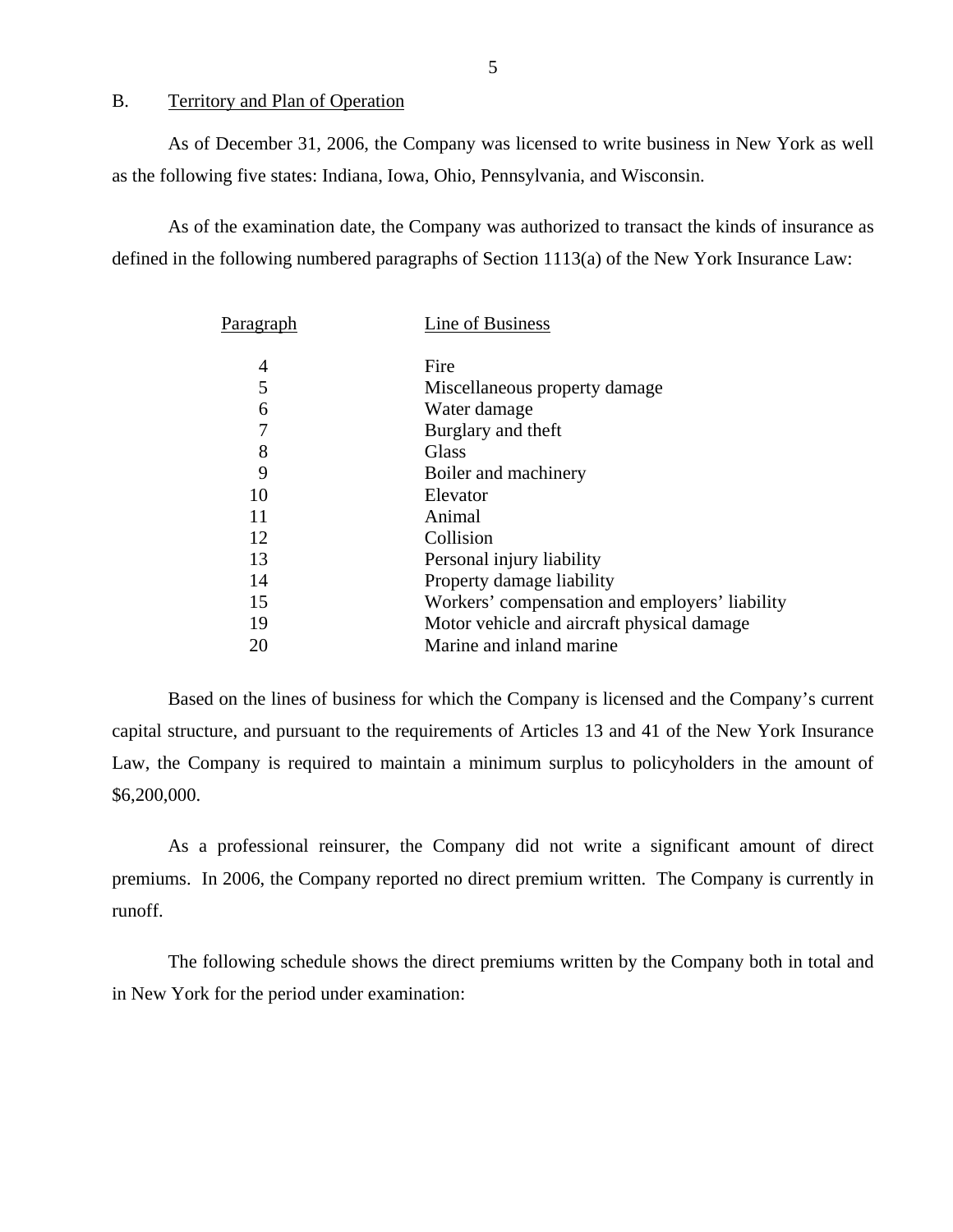## B. Territory and Plan of Operation

As of December 31, 2006, the Company was licensed to write business in New York as well as the following five states: Indiana, Iowa, Ohio, Pennsylvania, and Wisconsin.

As of the examination date, the Company was authorized to transact the kinds of insurance as defined in the following numbered paragraphs of Section 1113(a) of the New York Insurance Law:

| Paragraph | Line of Business |
|---|---|
| 4 | Fire |
| 5 | Miscellaneous property damage |
| 6 | Water damage |
| 7 | Burglary and theft |
| 8 | Glass |
| 9 | Boiler and machinery |
| 10 | Elevator |
| 11 | Animal |
| 12 | Collision |
| 13 | Personal injury liability |
| 14 | Property damage liability |
| 15 | Workers' compensation and employers' liability |
| 19 | Motor vehicle and aircraft physical damage |
| 20 | Marine and inland marine |

Based on the lines of business for which the Company is licensed and the Company's current capital structure, and pursuant to the requirements of Articles 13 and 41 of the New York Insurance Law, the Company is required to maintain a minimum surplus to policyholders in the amount of $6,200,000.

As a professional reinsurer, the Company did not write a significant amount of direct premiums. In 2006, the Company reported no direct premium written. The Company is currently in runoff.

The following schedule shows the direct premiums written by the Company both in total and in New York for the period under examination: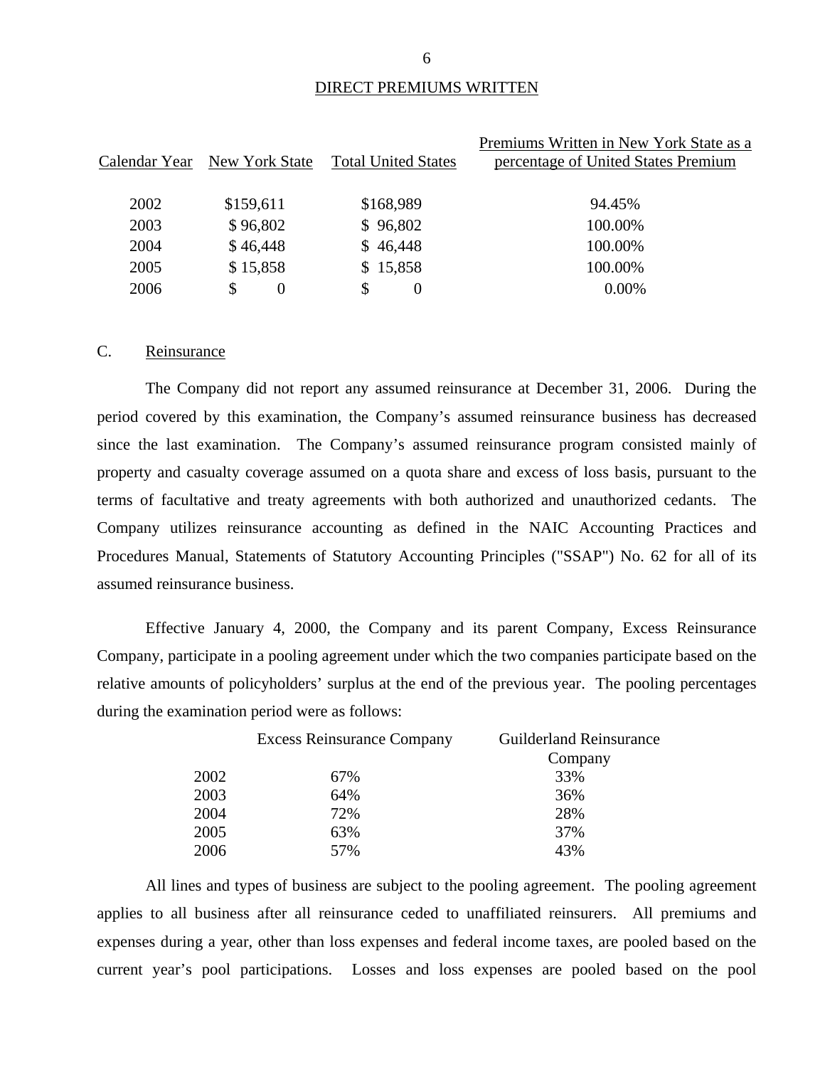## DIRECT PREMIUMS WRITTEN

| Calendar Year | New York State | Total United States | Premiums Written in New York State as a percentage of United States Premium |
|---|---|---|---|
| 2002 | $159,611 | $168,989 | 94.45% |
| 2003 | $ 96,802 | $ 96,802 | 100.00% |
| 2004 | $ 46,448 | $ 46,448 | 100.00% |
| 2005 | $ 15,858 | $ 15,858 | 100.00% |
| 2006 | $ 0 | $ 0 | 0.00% |

C. Reinsurance

The Company did not report any assumed reinsurance at December 31, 2006. During the period covered by this examination, the Company's assumed reinsurance business has decreased since the last examination. The Company's assumed reinsurance program consisted mainly of property and casualty coverage assumed on a quota share and excess of loss basis, pursuant to the terms of facultative and treaty agreements with both authorized and unauthorized cedants. The Company utilizes reinsurance accounting as defined in the NAIC Accounting Practices and Procedures Manual, Statements of Statutory Accounting Principles ("SSAP") No. 62 for all of its assumed reinsurance business.

Effective January 4, 2000, the Company and its parent Company, Excess Reinsurance Company, participate in a pooling agreement under which the two companies participate based on the relative amounts of policyholders' surplus at the end of the previous year. The pooling percentages during the examination period were as follows:

| | Excess Reinsurance Company | Guilderland Reinsurance Company |
|---|---|---|
| 2002 | 67% | 33% |
| 2003 | 64% | 36% |
| 2004 | 72% | 28% |
| 2005 | 63% | 37% |
| 2006 | 57% | 43% |

All lines and types of business are subject to the pooling agreement. The pooling agreement applies to all business after all reinsurance ceded to unaffiliated reinsurers. All premiums and expenses during a year, other than loss expenses and federal income taxes, are pooled based on the current year's pool participations. Losses and loss expenses are pooled based on the pool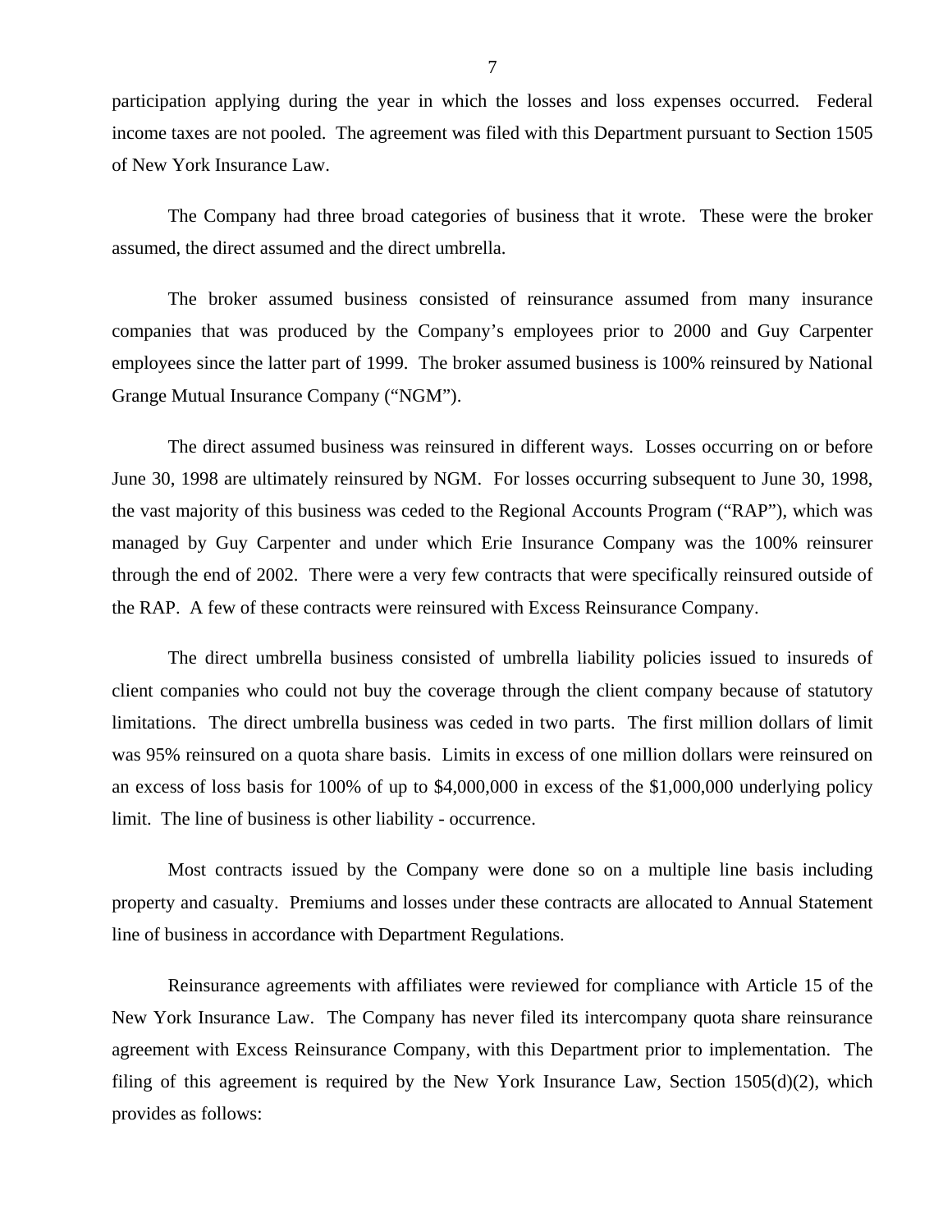participation applying during the year in which the losses and loss expenses occurred. Federal income taxes are not pooled. The agreement was filed with this Department pursuant to Section 1505 of New York Insurance Law.

The Company had three broad categories of business that it wrote. These were the broker assumed, the direct assumed and the direct umbrella.

The broker assumed business consisted of reinsurance assumed from many insurance companies that was produced by the Company's employees prior to 2000 and Guy Carpenter employees since the latter part of 1999. The broker assumed business is 100% reinsured by National Grange Mutual Insurance Company ("NGM").

The direct assumed business was reinsured in different ways. Losses occurring on or before June 30, 1998 are ultimately reinsured by NGM. For losses occurring subsequent to June 30, 1998, the vast majority of this business was ceded to the Regional Accounts Program ("RAP"), which was managed by Guy Carpenter and under which Erie Insurance Company was the 100% reinsurer through the end of 2002. There were a very few contracts that were specifically reinsured outside of the RAP. A few of these contracts were reinsured with Excess Reinsurance Company.

The direct umbrella business consisted of umbrella liability policies issued to insureds of client companies who could not buy the coverage through the client company because of statutory limitations. The direct umbrella business was ceded in two parts. The first million dollars of limit was 95% reinsured on a quota share basis. Limits in excess of one million dollars were reinsured on an excess of loss basis for 100% of up to $4,000,000 in excess of the $1,000,000 underlying policy limit. The line of business is other liability - occurrence.

Most contracts issued by the Company were done so on a multiple line basis including property and casualty. Premiums and losses under these contracts are allocated to Annual Statement line of business in accordance with Department Regulations.

Reinsurance agreements with affiliates were reviewed for compliance with Article 15 of the New York Insurance Law. The Company has never filed its intercompany quota share reinsurance agreement with Excess Reinsurance Company, with this Department prior to implementation. The filing of this agreement is required by the New York Insurance Law, Section 1505(d)(2), which provides as follows: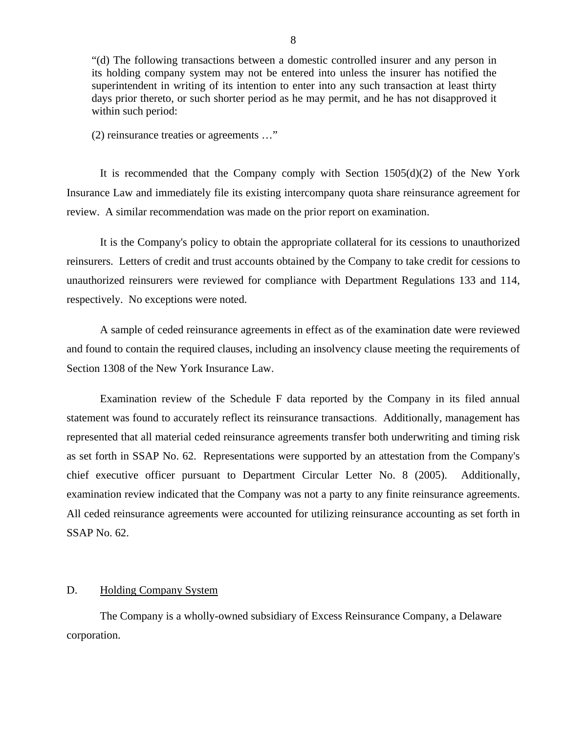> "(d) The following transactions between a domestic controlled insurer and any person in its holding company system may not be entered into unless the insurer has notified the superintendent in writing of its intention to enter into any such transaction at least thirty days prior thereto, or such shorter period as he may permit, and he has not disapproved it within such period:
>
> (2) reinsurance treaties or agreements …"

It is recommended that the Company comply with Section 1505(d)(2) of the New York Insurance Law and immediately file its existing intercompany quota share reinsurance agreement for review. A similar recommendation was made on the prior report on examination.

It is the Company's policy to obtain the appropriate collateral for its cessions to unauthorized reinsurers. Letters of credit and trust accounts obtained by the Company to take credit for cessions to unauthorized reinsurers were reviewed for compliance with Department Regulations 133 and 114, respectively. No exceptions were noted.

A sample of ceded reinsurance agreements in effect as of the examination date were reviewed and found to contain the required clauses, including an insolvency clause meeting the requirements of Section 1308 of the New York Insurance Law.

Examination review of the Schedule F data reported by the Company in its filed annual statement was found to accurately reflect its reinsurance transactions. Additionally, management has represented that all material ceded reinsurance agreements transfer both underwriting and timing risk as set forth in SSAP No. 62. Representations were supported by an attestation from the Company's chief executive officer pursuant to Department Circular Letter No. 8 (2005). Additionally, examination review indicated that the Company was not a party to any finite reinsurance agreements. All ceded reinsurance agreements were accounted for utilizing reinsurance accounting as set forth in SSAP No. 62.

## D. Holding Company System

The Company is a wholly-owned subsidiary of Excess Reinsurance Company, a Delaware corporation.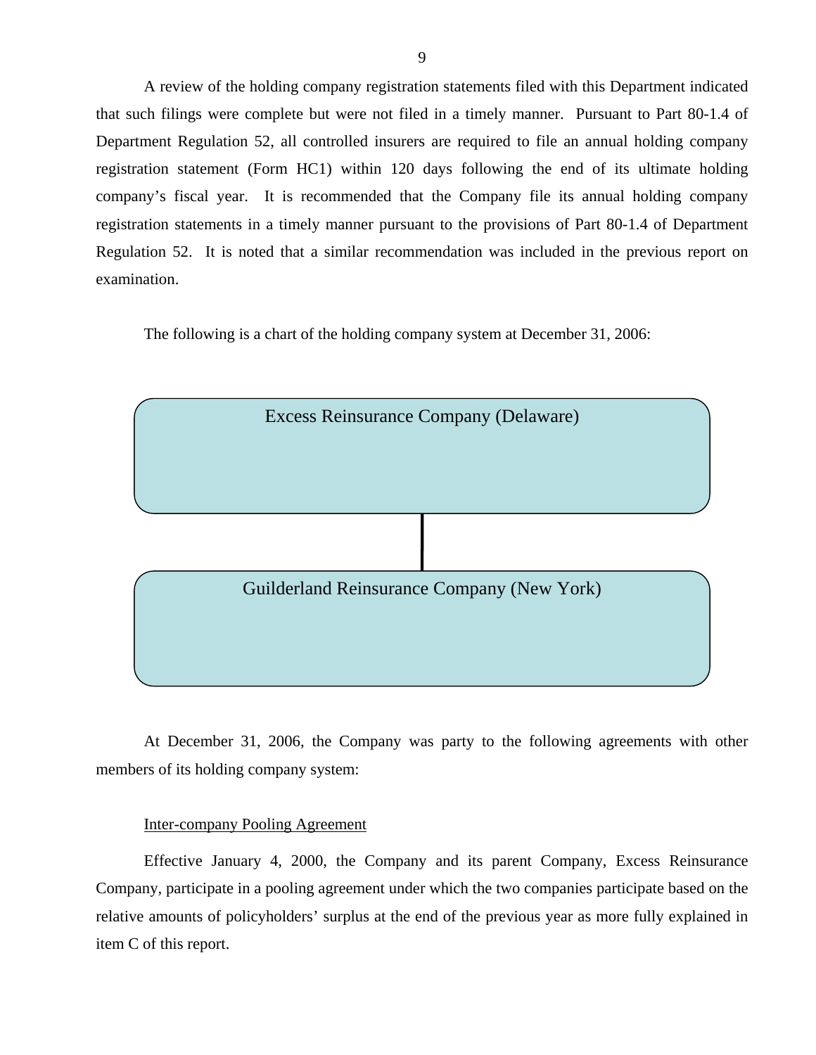A review of the holding company registration statements filed with this Department indicated that such filings were complete but were not filed in a timely manner. Pursuant to Part 80-1.4 of Department Regulation 52, all controlled insurers are required to file an annual holding company registration statement (Form HC1) within 120 days following the end of its ultimate holding company's fiscal year. It is recommended that the Company file its annual holding company registration statements in a timely manner pursuant to the provisions of Part 80-1.4 of Department Regulation 52. It is noted that a similar recommendation was included in the previous report on examination.

The following is a chart of the holding company system at December 31, 2006:

Excess Reinsurance Company (Delaware)

Guilderland Reinsurance Company (New York)

At December 31, 2006, the Company was party to the following agreements with other members of its holding company system:

Inter-company Pooling Agreement

Effective January 4, 2000, the Company and its parent Company, Excess Reinsurance Company, participate in a pooling agreement under which the two companies participate based on the relative amounts of policyholders' surplus at the end of the previous year as more fully explained in item C of this report.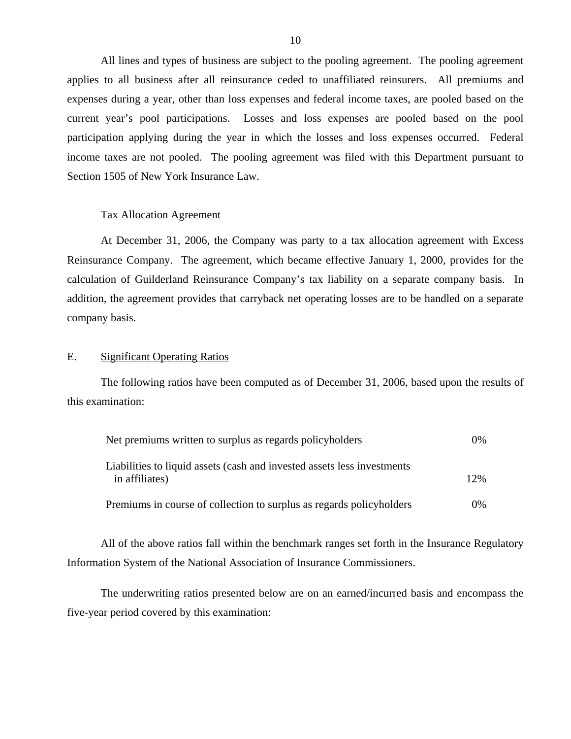All lines and types of business are subject to the pooling agreement. The pooling agreement applies to all business after all reinsurance ceded to unaffiliated reinsurers. All premiums and expenses during a year, other than loss expenses and federal income taxes, are pooled based on the current year's pool participations. Losses and loss expenses are pooled based on the pool participation applying during the year in which the losses and loss expenses occurred. Federal income taxes are not pooled. The pooling agreement was filed with this Department pursuant to Section 1505 of New York Insurance Law.

Tax Allocation Agreement

At December 31, 2006, the Company was party to a tax allocation agreement with Excess Reinsurance Company. The agreement, which became effective January 1, 2000, provides for the calculation of Guilderland Reinsurance Company's tax liability on a separate company basis. In addition, the agreement provides that carryback net operating losses are to be handled on a separate company basis.

## E. Significant Operating Ratios

The following ratios have been computed as of December 31, 2006, based upon the results of this examination:

| | |
|---|---|
| Net premiums written to surplus as regards policyholders | 0% |
| Liabilities to liquid assets (cash and invested assets less investments in affiliates) | 12% |
| Premiums in course of collection to surplus as regards policyholders | 0% |

All of the above ratios fall within the benchmark ranges set forth in the Insurance Regulatory Information System of the National Association of Insurance Commissioners.

The underwriting ratios presented below are on an earned/incurred basis and encompass the five-year period covered by this examination: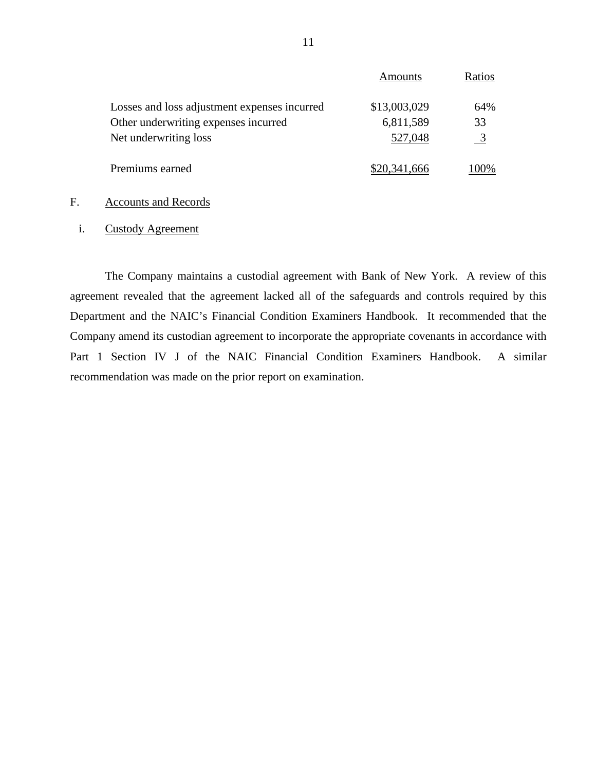| | Amounts | Ratios |
|---|---|---|
| Losses and loss adjustment expenses incurred | $13,003,029 | 64% |
| Other underwriting expenses incurred | 6,811,589 | 33 |
| Net underwriting loss | 527,048 | 3 |
| Premiums earned | $20,341,666 | 100% |

F. Accounts and Records

i. Custody Agreement

The Company maintains a custodial agreement with Bank of New York. A review of this agreement revealed that the agreement lacked all of the safeguards and controls required by this Department and the NAIC's Financial Condition Examiners Handbook. It recommended that the Company amend its custodian agreement to incorporate the appropriate covenants in accordance with Part 1 Section IV J of the NAIC Financial Condition Examiners Handbook. A similar recommendation was made on the prior report on examination.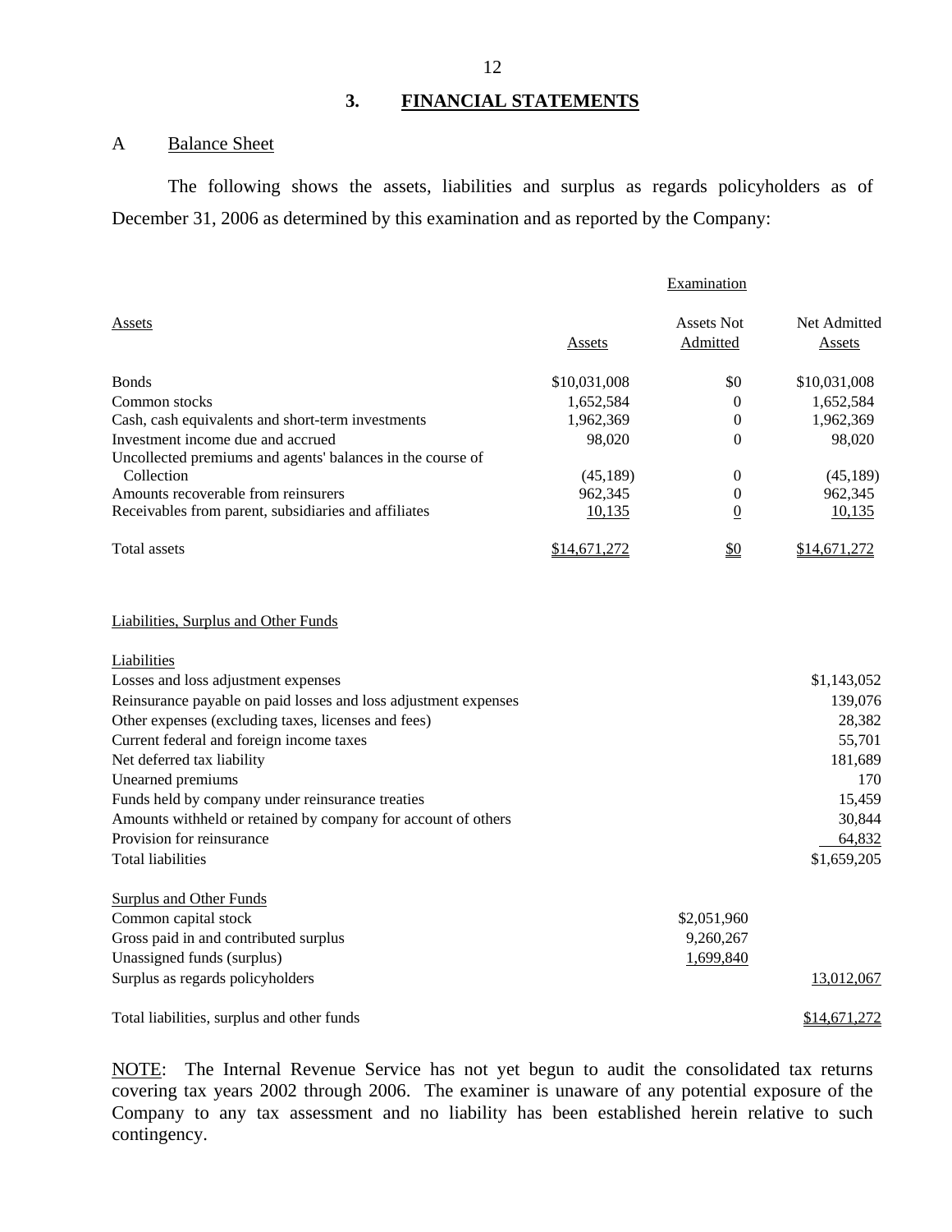## 3. FINANCIAL STATEMENTS

### A Balance Sheet

The following shows the assets, liabilities and surplus as regards policyholders as of December 31, 2006 as determined by this examination and as reported by the Company:

| | Examination | | |
|---|---|---|---|
| Assets | Assets | Assets Not Admitted | Net Admitted Assets |
| Bonds | $10,031,008 | $0 | $10,031,008 |
| Common stocks | 1,652,584 | 0 | 1,652,584 |
| Cash, cash equivalents and short-term investments | 1,962,369 | 0 | 1,962,369 |
| Investment income due and accrued | 98,020 | 0 | 98,020 |
| Uncollected premiums and agents' balances in the course of Collection | (45,189) | 0 | (45,189) |
| Amounts recoverable from reinsurers | 962,345 | 0 | 962,345 |
| Receivables from parent, subsidiaries and affiliates | 10,135 | 0 | 10,135 |
| Total assets | $14,671,272 | $0 | $14,671,272 |

| Liabilities, Surplus and Other Funds | | |
|---|---|---|
| Liabilities | | |
| Losses and loss adjustment expenses | | $1,143,052 |
| Reinsurance payable on paid losses and loss adjustment expenses | | 139,076 |
| Other expenses (excluding taxes, licenses and fees) | | 28,382 |
| Current federal and foreign income taxes | | 55,701 |
| Net deferred tax liability | | 181,689 |
| Unearned premiums | | 170 |
| Funds held by company under reinsurance treaties | | 15,459 |
| Amounts withheld or retained by company for account of others | | 30,844 |
| Provision for reinsurance | | 64,832 |
| Total liabilities | | $1,659,205 |
| Surplus and Other Funds | | |
| Common capital stock | $2,051,960 | |
| Gross paid in and contributed surplus | 9,260,267 | |
| Unassigned funds (surplus) | 1,699,840 | |
| Surplus as regards policyholders | | 13,012,067 |
| Total liabilities, surplus and other funds | | $14,671,272 |

NOTE: The Internal Revenue Service has not yet begun to audit the consolidated tax returns covering tax years 2002 through 2006. The examiner is unaware of any potential exposure of the Company to any tax assessment and no liability has been established herein relative to such contingency.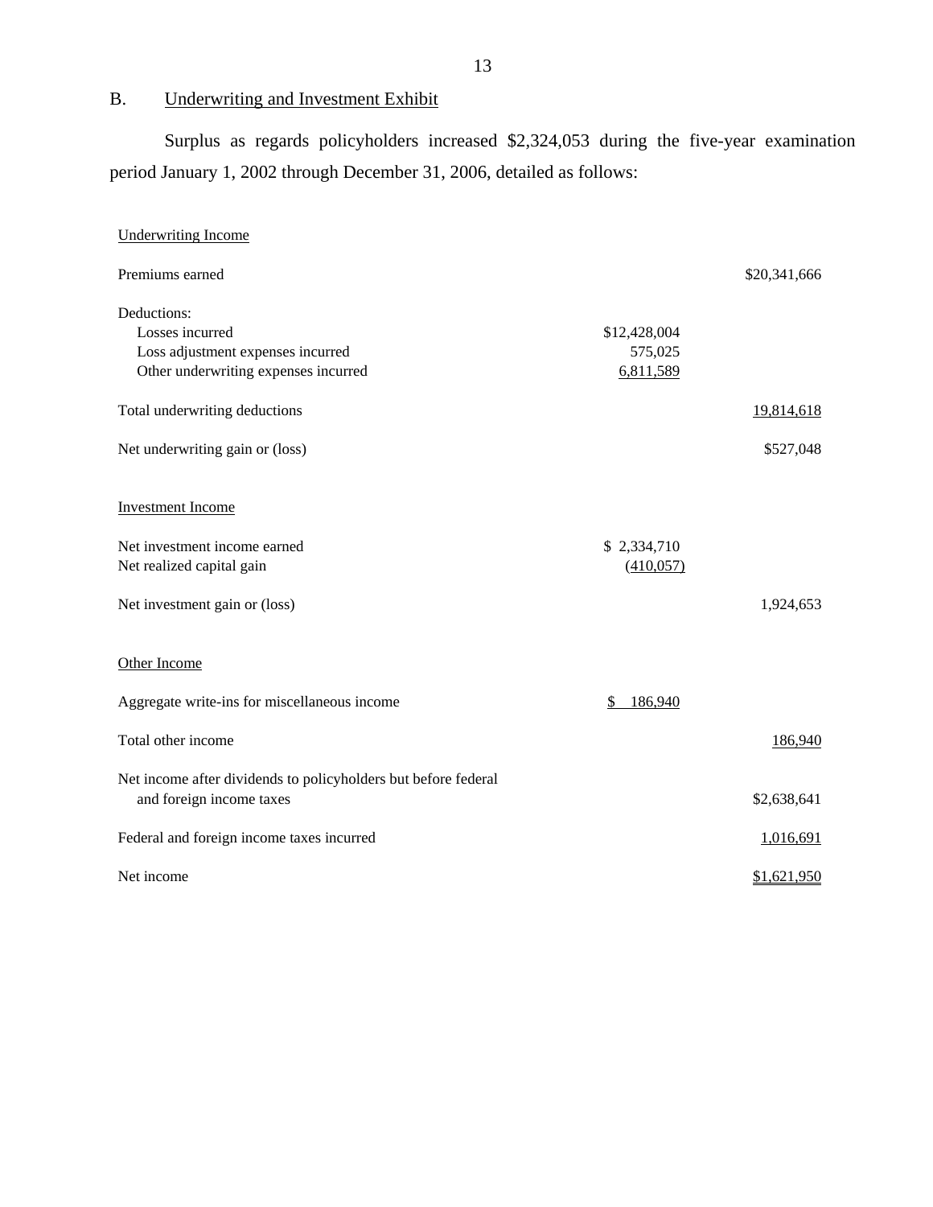## B. Underwriting and Investment Exhibit

Surplus as regards policyholders increased $2,324,053 during the five-year examination period January 1, 2002 through December 31, 2006, detailed as follows:

| | | |
|---|---|---|
| **Underwriting Income** | | |
| Premiums earned | | $20,341,666 |
| Deductions: | | |
| Losses incurred | $12,428,004 | |
| Loss adjustment expenses incurred | 575,025 | |
| Other underwriting expenses incurred | 6,811,589 | |
| Total underwriting deductions | | 19,814,618 |
| Net underwriting gain or (loss) | | $527,048 |
| **Investment Income** | | |
| Net investment income earned | $ 2,334,710 | |
| Net realized capital gain | (410,057) | |
| Net investment gain or (loss) | | 1,924,653 |
| **Other Income** | | |
| Aggregate write-ins for miscellaneous income | $ 186,940 | |
| Total other income | | 186,940 |
| Net income after dividends to policyholders but before federal and foreign income taxes | | $2,638,641 |
| Federal and foreign income taxes incurred | | 1,016,691 |
| Net income | | $1,621,950 |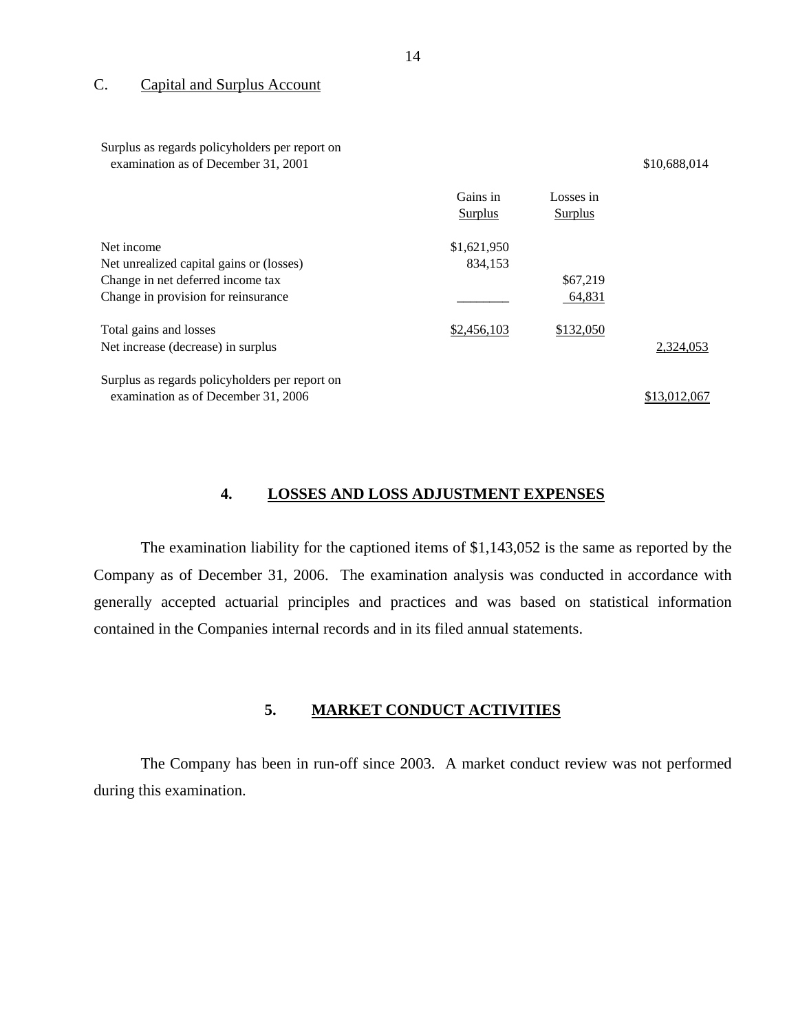C. Capital and Surplus Account

| | Gains in Surplus | Losses in Surplus | |
|---|---|---|---|
| Surplus as regards policyholders per report on examination as of December 31, 2001 | | | $10,688,014 |
| Net income | $1,621,950 | | |
| Net unrealized capital gains or (losses) | 834,153 | | |
| Change in net deferred income tax | | $67,219 | |
| Change in provision for reinsurance | _______ | 64,831 | |
| Total gains and losses | $2,456,103 | $132,050 | |
| Net increase (decrease) in surplus | | | 2,324,053 |
| Surplus as regards policyholders per report on examination as of December 31, 2006 | | | $13,012,067 |

## 4. LOSSES AND LOSS ADJUSTMENT EXPENSES

The examination liability for the captioned items of $1,143,052 is the same as reported by the Company as of December 31, 2006. The examination analysis was conducted in accordance with generally accepted actuarial principles and practices and was based on statistical information contained in the Companies internal records and in its filed annual statements.

## 5. MARKET CONDUCT ACTIVITIES

The Company has been in run-off since 2003. A market conduct review was not performed during this examination.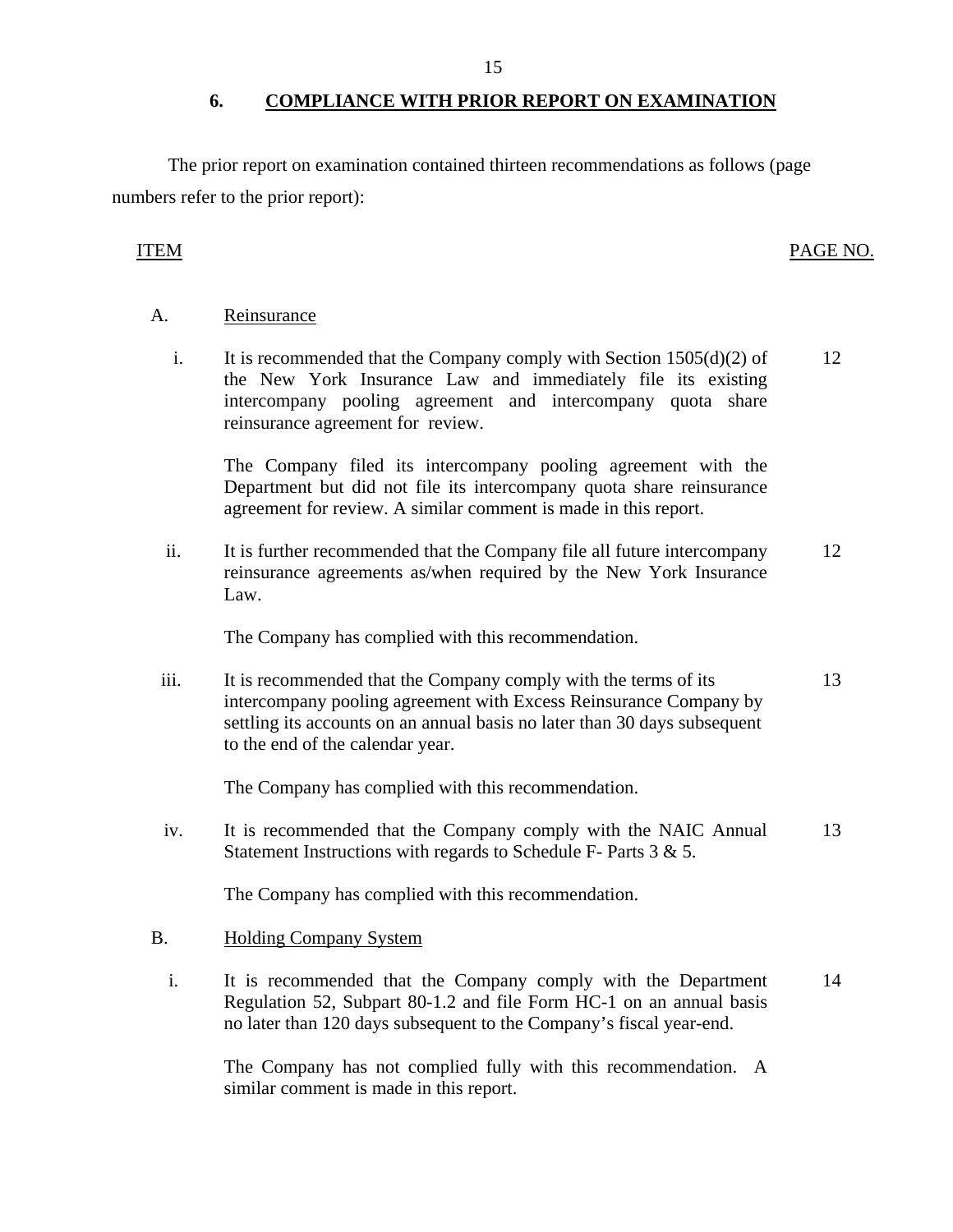## 6. COMPLIANCE WITH PRIOR REPORT ON EXAMINATION

The prior report on examination contained thirteen recommendations as follows (page numbers refer to the prior report):

| ITEM | | PAGE NO. |
|---|---|---|
| A. | Reinsurance | |
| i. | It is recommended that the Company comply with Section 1505(d)(2) of the New York Insurance Law and immediately file its existing intercompany pooling agreement and intercompany quota share reinsurance agreement for review. | 12 |
| | The Company filed its intercompany pooling agreement with the Department but did not file its intercompany quota share reinsurance agreement for review. A similar comment is made in this report. | |
| ii. | It is further recommended that the Company file all future intercompany reinsurance agreements as/when required by the New York Insurance Law. | 12 |
| | The Company has complied with this recommendation. | |
| iii. | It is recommended that the Company comply with the terms of its intercompany pooling agreement with Excess Reinsurance Company by settling its accounts on an annual basis no later than 30 days subsequent to the end of the calendar year. | 13 |
| | The Company has complied with this recommendation. | |
| iv. | It is recommended that the Company comply with the NAIC Annual Statement Instructions with regards to Schedule F- Parts 3 & 5. | 13 |
| | The Company has complied with this recommendation. | |
| B. | Holding Company System | |
| i. | It is recommended that the Company comply with the Department Regulation 52, Subpart 80-1.2 and file Form HC-1 on an annual basis no later than 120 days subsequent to the Company's fiscal year-end. | 14 |
| | The Company has not complied fully with this recommendation. A similar comment is made in this report. | |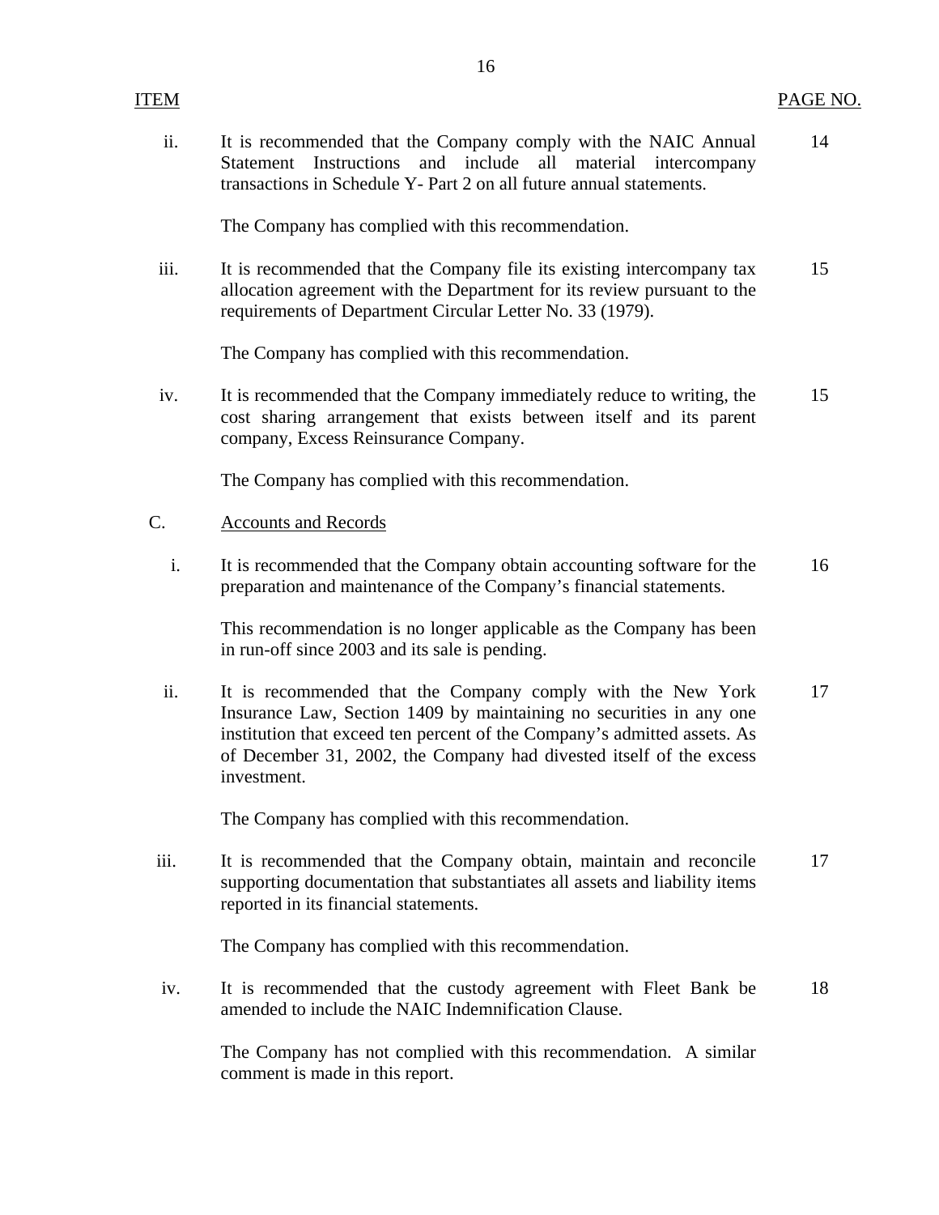| ITEM | | PAGE NO. |
|---|---|---|
| ii. | It is recommended that the Company comply with the NAIC Annual Statement Instructions and include all material intercompany transactions in Schedule Y- Part 2 on all future annual statements. | 14 |
| | The Company has complied with this recommendation. | |
| iii. | It is recommended that the Company file its existing intercompany tax allocation agreement with the Department for its review pursuant to the requirements of Department Circular Letter No. 33 (1979). | 15 |
| | The Company has complied with this recommendation. | |
| iv. | It is recommended that the Company immediately reduce to writing, the cost sharing arrangement that exists between itself and its parent company, Excess Reinsurance Company. | 15 |
| | The Company has complied with this recommendation. | |
| C. | Accounts and Records | |
| i. | It is recommended that the Company obtain accounting software for the preparation and maintenance of the Company's financial statements. | 16 |
| | This recommendation is no longer applicable as the Company has been in run-off since 2003 and its sale is pending. | |
| ii. | It is recommended that the Company comply with the New York Insurance Law, Section 1409 by maintaining no securities in any one institution that exceed ten percent of the Company's admitted assets. As of December 31, 2002, the Company had divested itself of the excess investment. | 17 |
| | The Company has complied with this recommendation. | |
| iii. | It is recommended that the Company obtain, maintain and reconcile supporting documentation that substantiates all assets and liability items reported in its financial statements. | 17 |
| | The Company has complied with this recommendation. | |
| iv. | It is recommended that the custody agreement with Fleet Bank be amended to include the NAIC Indemnification Clause. | 18 |
| | The Company has not complied with this recommendation. A similar comment is made in this report. | |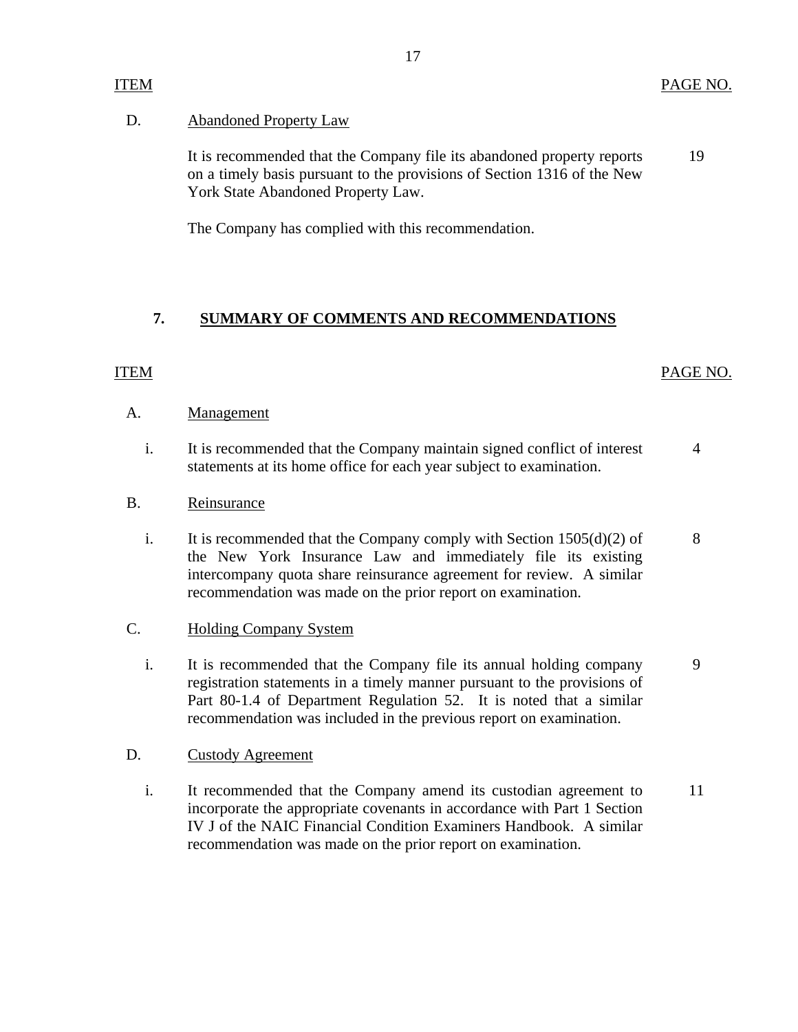| ITEM | | PAGE NO. |
|---|---|---|
| D. | Abandoned Property Law | |
| | It is recommended that the Company file its abandoned property reports on a timely basis pursuant to the provisions of Section 1316 of the New York State Abandoned Property Law. | 19 |
| | The Company has complied with this recommendation. | |

## 7. SUMMARY OF COMMENTS AND RECOMMENDATIONS

| ITEM | | PAGE NO. |
|---|---|---|
| A. | Management | |
| i. | It is recommended that the Company maintain signed conflict of interest statements at its home office for each year subject to examination. | 4 |
| B. | Reinsurance | |
| i. | It is recommended that the Company comply with Section 1505(d)(2) of the New York Insurance Law and immediately file its existing intercompany quota share reinsurance agreement for review. A similar recommendation was made on the prior report on examination. | 8 |
| C. | Holding Company System | |
| i. | It is recommended that the Company file its annual holding company registration statements in a timely manner pursuant to the provisions of Part 80-1.4 of Department Regulation 52. It is noted that a similar recommendation was included in the previous report on examination. | 9 |
| D. | Custody Agreement | |
| i. | It recommended that the Company amend its custodian agreement to incorporate the appropriate covenants in accordance with Part 1 Section IV J of the NAIC Financial Condition Examiners Handbook. A similar recommendation was made on the prior report on examination. | 11 |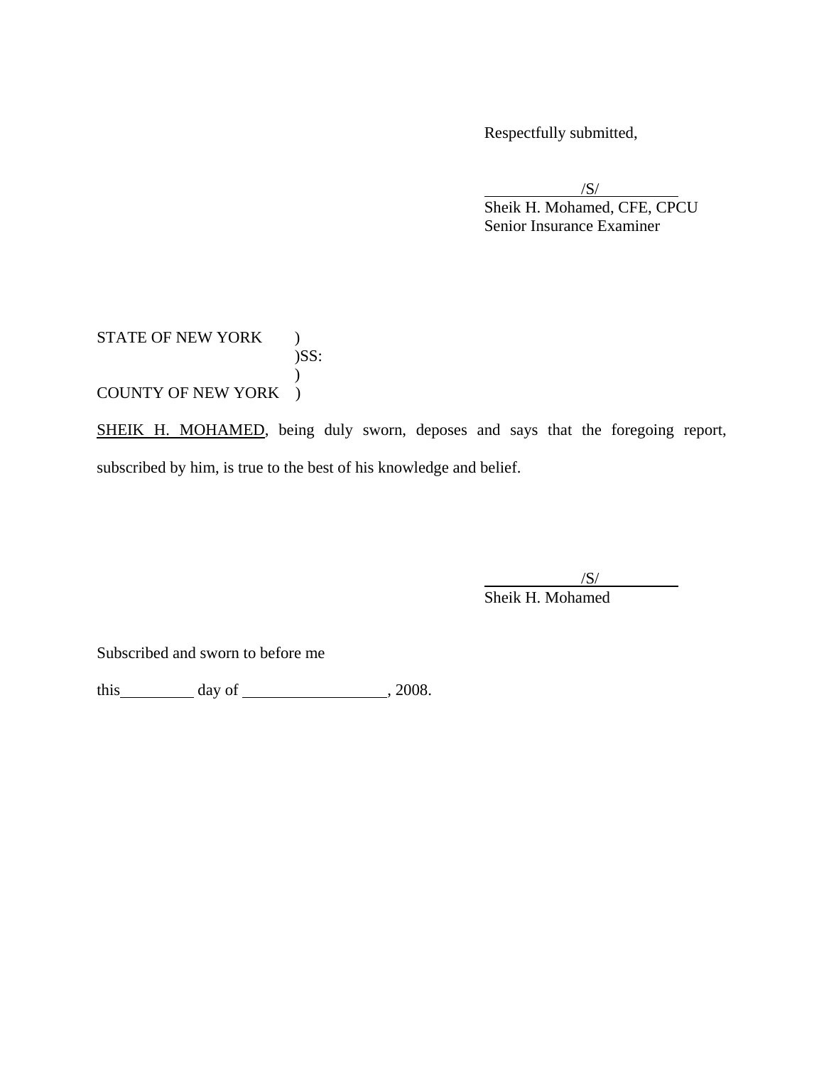Respectfully submitted,

/S/

Sheik H. Mohamed, CFE, CPCU
Senior Insurance Examiner

STATE OF NEW YORK )
)SS:
)
COUNTY OF NEW YORK )

SHEIK H. MOHAMED, being duly sworn, deposes and says that the foregoing report, subscribed by him, is true to the best of his knowledge and belief.

/S/

Sheik H. Mohamed

Subscribed and sworn to before me

this\_\_\_\_\_\_\_\_\_\_ day of \_\_\_\_\_\_\_\_\_\_\_\_\_\_\_\_\_\_\_, 2008.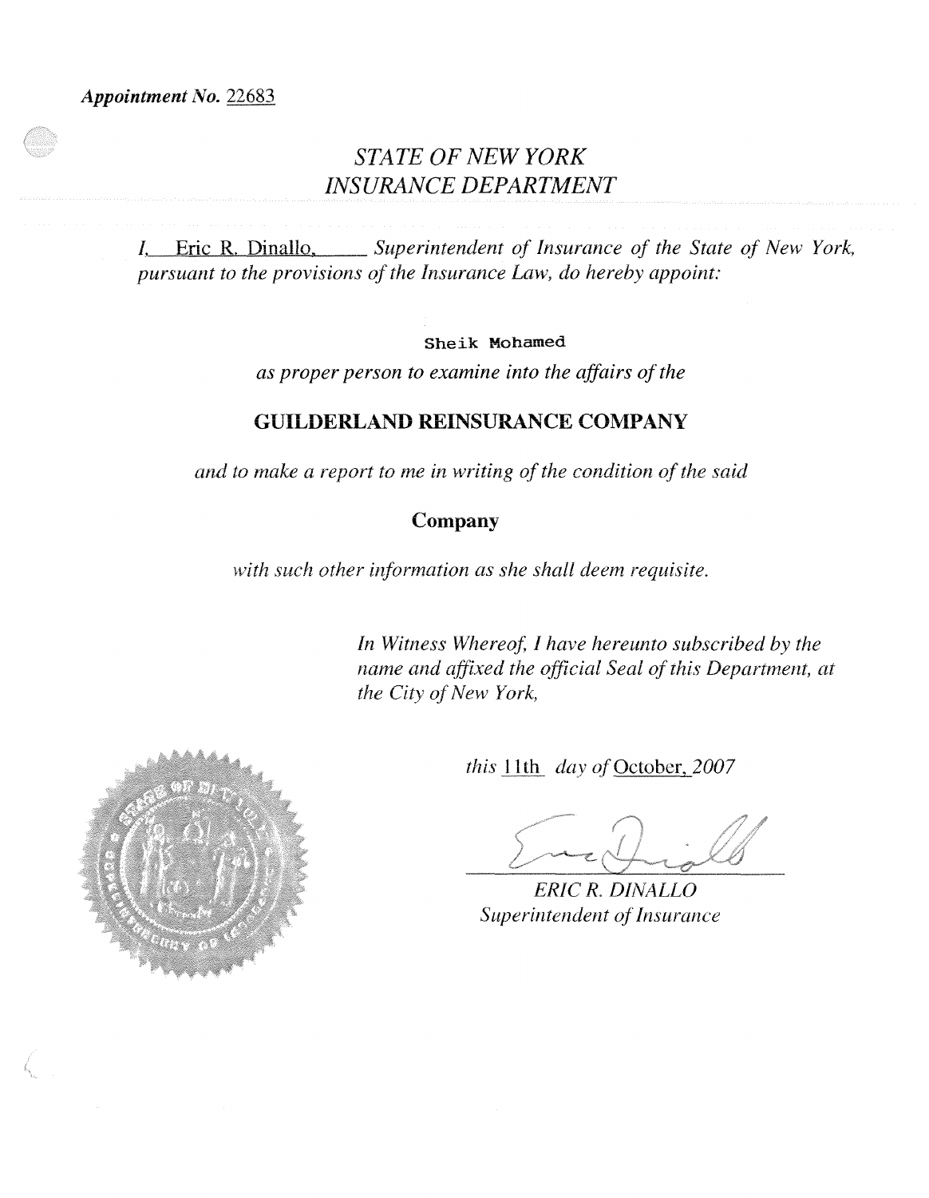***Appointment No.*** 22683

## *STATE OF NEW YORK*
## *INSURANCE DEPARTMENT*

*I,* Eric R. Dinallo, *Superintendent of Insurance of the State of New York, pursuant to the provisions of the Insurance Law, do hereby appoint:*

Sheik Mohamed

*as proper person to examine into the affairs of the*

**GUILDERLAND REINSURANCE COMPANY**

*and to make a report to me in writing of the condition of the said*

**Company**

*with such other information as she shall deem requisite.*

*In Witness Whereof, I have hereunto subscribed by the name and affixed the official Seal of this Department, at the City of New York,*

*this* 11th *day of* October, *2007*

*ERIC R. DINALLO*
*Superintendent of Insurance*